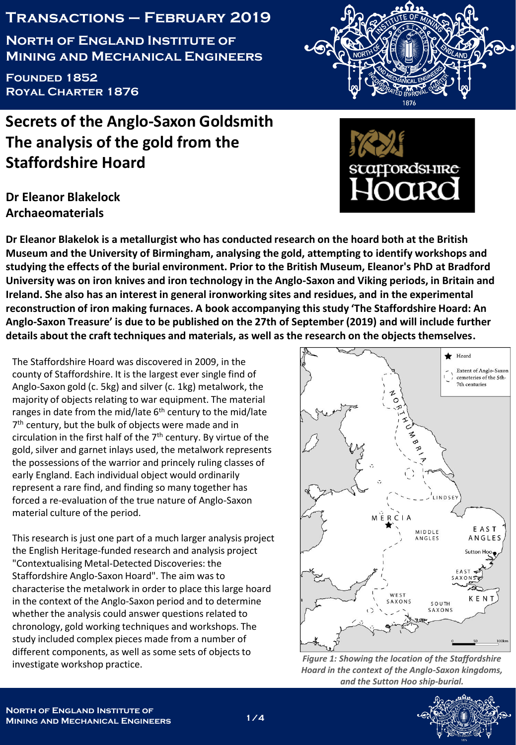# Transactions – February 2019

## North of England Institute of Mining and Mechanical Engineers

Founded 1852
Royal Charter 1876

# Secrets of the Anglo-Saxon Goldsmith The analysis of the gold from the Staffordshire Hoard

**Dr Eleanor Blakelock**
**Archaeomaterials**

**Dr Eleanor Blakelok is a metallurgist who has conducted research on the hoard both at the British Museum and the University of Birmingham, analysing the gold, attempting to identify workshops and studying the effects of the burial environment. Prior to the British Museum, Eleanor's PhD at Bradford University was on iron knives and iron technology in the Anglo-Saxon and Viking periods, in Britain and Ireland. She also has an interest in general ironworking sites and residues, and in the experimental reconstruction of iron making furnaces. A book accompanying this study 'The Staffordshire Hoard: An Anglo-Saxon Treasure' is due to be published on the 27th of September (2019) and will include further details about the craft techniques and materials, as well as the research on the objects themselves.**

The Staffordshire Hoard was discovered in 2009, in the county of Staffordshire. It is the largest ever single find of Anglo-Saxon gold (c. 5kg) and silver (c. 1kg) metalwork, the majority of objects relating to war equipment. The material ranges in date from the mid/late 6th century to the mid/late 7th century, but the bulk of objects were made and in circulation in the first half of the 7th century. By virtue of the gold, silver and garnet inlays used, the metalwork represents the possessions of the warrior and princely ruling classes of early England. Each individual object would ordinarily represent a rare find, and finding so many together has forced a re-evaluation of the true nature of Anglo-Saxon material culture of the period.

This research is just one part of a much larger analysis project the English Heritage-funded research and analysis project "Contextualising Metal-Detected Discoveries: the Staffordshire Anglo-Saxon Hoard". The aim was to characterise the metalwork in order to place this large hoard in the context of the Anglo-Saxon period and to determine whether the analysis could answer questions related to chronology, gold working techniques and workshops. The study included complex pieces made from a number of different components, as well as some sets of objects to investigate workshop practice.

*Figure 1: Showing the location of the Staffordshire Hoard in the context of the Anglo-Saxon kingdoms, and the Sutton Hoo ship-burial.*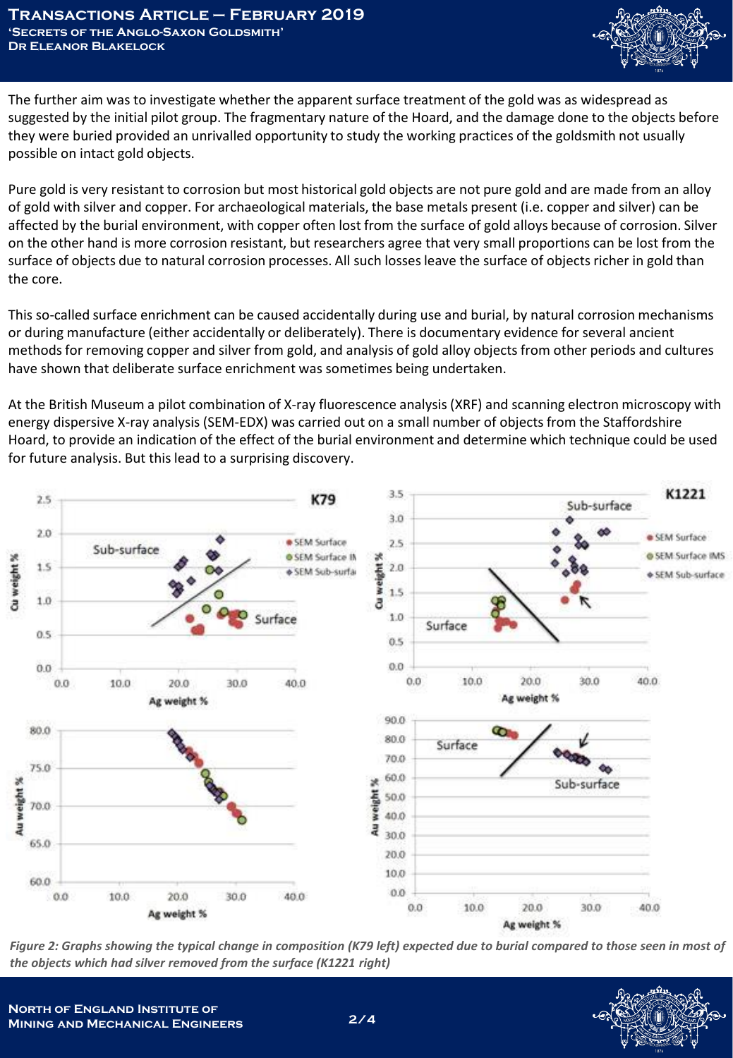The further aim was to investigate whether the apparent surface treatment of the gold was as widespread as suggested by the initial pilot group. The fragmentary nature of the Hoard, and the damage done to the objects before they were buried provided an unrivalled opportunity to study the working practices of the goldsmith not usually possible on intact gold objects.

Pure gold is very resistant to corrosion but most historical gold objects are not pure gold and are made from an alloy of gold with silver and copper. For archaeological materials, the base metals present (i.e. copper and silver) can be affected by the burial environment, with copper often lost from the surface of gold alloys because of corrosion. Silver on the other hand is more corrosion resistant, but researchers agree that very small proportions can be lost from the surface of objects due to natural corrosion processes. All such losses leave the surface of objects richer in gold than the core.

This so-called surface enrichment can be caused accidentally during use and burial, by natural corrosion mechanisms or during manufacture (either accidentally or deliberately). There is documentary evidence for several ancient methods for removing copper and silver from gold, and analysis of gold alloy objects from other periods and cultures have shown that deliberate surface enrichment was sometimes being undertaken.

At the British Museum a pilot combination of X-ray fluorescence analysis (XRF) and scanning electron microscopy with energy dispersive X-ray analysis (SEM-EDX) was carried out on a small number of objects from the Staffordshire Hoard, to provide an indication of the effect of the burial environment and determine which technique could be used for future analysis. But this lead to a surprising discovery.

*Figure 2: Graphs showing the typical change in composition (K79 left) expected due to burial compared to those seen in most of the objects which had silver removed from the surface (K1221 right)*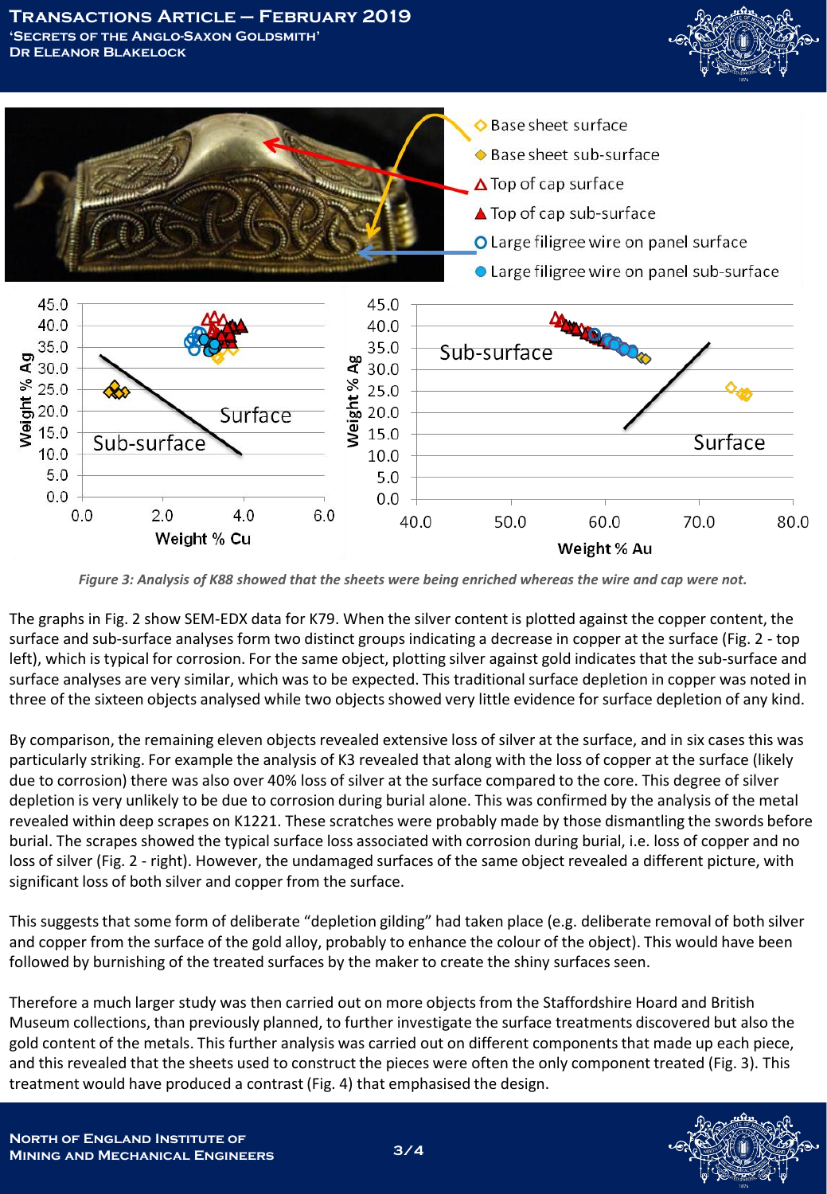*Figure 3: Analysis of K88 showed that the sheets were being enriched whereas the wire and cap were not.*

The graphs in Fig. 2 show SEM-EDX data for K79. When the silver content is plotted against the copper content, the surface and sub-surface analyses form two distinct groups indicating a decrease in copper at the surface (Fig. 2 - top left), which is typical for corrosion. For the same object, plotting silver against gold indicates that the sub-surface and surface analyses are very similar, which was to be expected. This traditional surface depletion in copper was noted in three of the sixteen objects analysed while two objects showed very little evidence for surface depletion of any kind.

By comparison, the remaining eleven objects revealed extensive loss of silver at the surface, and in six cases this was particularly striking. For example the analysis of K3 revealed that along with the loss of copper at the surface (likely due to corrosion) there was also over 40% loss of silver at the surface compared to the core. This degree of silver depletion is very unlikely to be due to corrosion during burial alone. This was confirmed by the analysis of the metal revealed within deep scrapes on K1221. These scratches were probably made by those dismantling the swords before burial. The scrapes showed the typical surface loss associated with corrosion during burial, i.e. loss of copper and no loss of silver (Fig. 2 - right). However, the undamaged surfaces of the same object revealed a different picture, with significant loss of both silver and copper from the surface.

This suggests that some form of deliberate "depletion gilding" had taken place (e.g. deliberate removal of both silver and copper from the surface of the gold alloy, probably to enhance the colour of the object). This would have been followed by burnishing of the treated surfaces by the maker to create the shiny surfaces seen.

Therefore a much larger study was then carried out on more objects from the Staffordshire Hoard and British Museum collections, than previously planned, to further investigate the surface treatments discovered but also the gold content of the metals. This further analysis was carried out on different components that made up each piece, and this revealed that the sheets used to construct the pieces were often the only component treated (Fig. 3). This treatment would have produced a contrast (Fig. 4) that emphasised the design.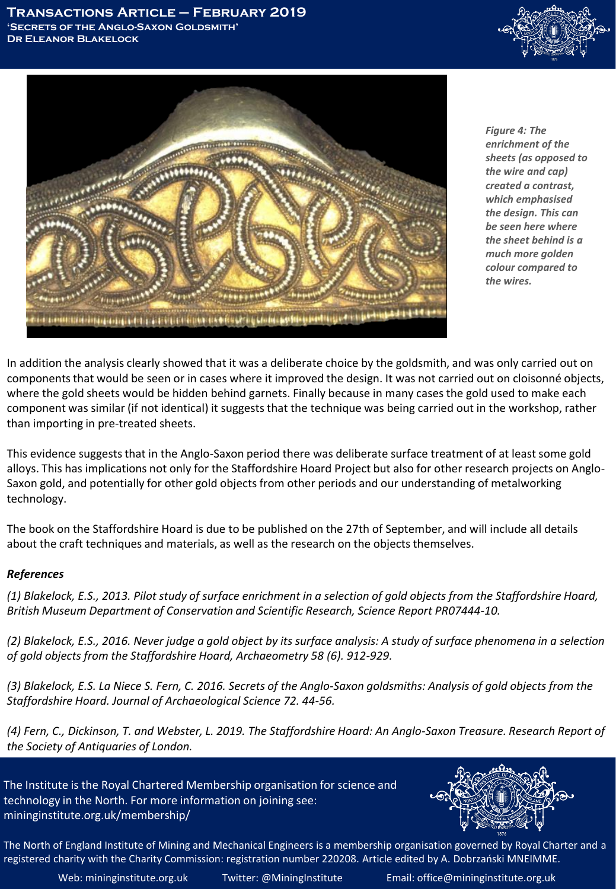*Figure 4: The enrichment of the sheets (as opposed to the wire and cap) created a contrast, which emphasised the design. This can be seen here where the sheet behind is a much more golden colour compared to the wires.*

In addition the analysis clearly showed that it was a deliberate choice by the goldsmith, and was only carried out on components that would be seen or in cases where it improved the design. It was not carried out on cloisonné objects, where the gold sheets would be hidden behind garnets. Finally because in many cases the gold used to make each component was similar (if not identical) it suggests that the technique was being carried out in the workshop, rather than importing in pre-treated sheets.

This evidence suggests that in the Anglo-Saxon period there was deliberate surface treatment of at least some gold alloys. This has implications not only for the Staffordshire Hoard Project but also for other research projects on Anglo-Saxon gold, and potentially for other gold objects from other periods and our understanding of metalworking technology.

The book on the Staffordshire Hoard is due to be published on the 27th of September, and will include all details about the craft techniques and materials, as well as the research on the objects themselves.

### *References*

*(1) Blakelock, E.S., 2013. Pilot study of surface enrichment in a selection of gold objects from the Staffordshire Hoard, British Museum Department of Conservation and Scientific Research, Science Report PR07444-10.*

*(2) Blakelock, E.S., 2016. Never judge a gold object by its surface analysis: A study of surface phenomena in a selection of gold objects from the Staffordshire Hoard, Archaeometry 58 (6). 912-929.*

*(3) Blakelock, E.S. La Niece S. Fern, C. 2016. Secrets of the Anglo-Saxon goldsmiths: Analysis of gold objects from the Staffordshire Hoard. Journal of Archaeological Science 72. 44-56.*

*(4) Fern, C., Dickinson, T. and Webster, L. 2019. The Staffordshire Hoard: An Anglo-Saxon Treasure. Research Report of the Society of Antiquaries of London.*

The Institute is the Royal Chartered Membership organisation for science and technology in the North. For more information on joining see: mininginstitute.org.uk/membership/

The North of England Institute of Mining and Mechanical Engineers is a membership organisation governed by Royal Charter and a registered charity with the Charity Commission: registration number 220208. Article edited by A. Dobrzański MNEIMME.

Web: mininginstitute.org.uk Twitter: @MiningInstitute Email: office@mininginstitute.org.uk